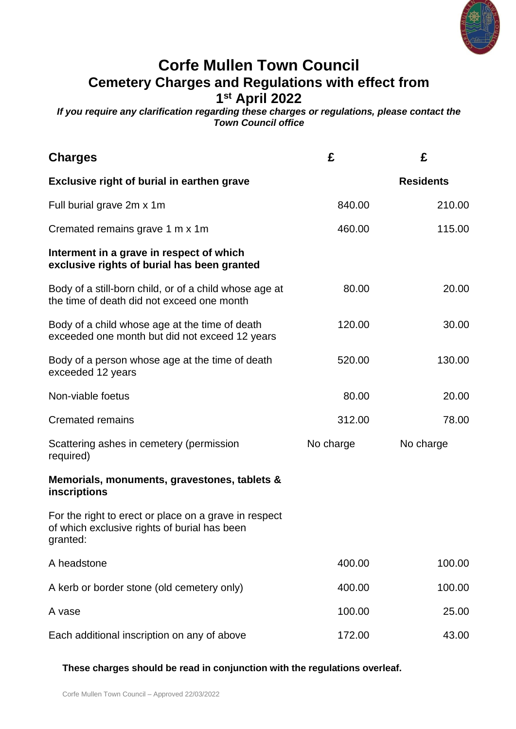# Corfe Mullen Town Council

## Cemetery Charges and Regulations with effect from 1st April 2022

***If you require any clarification regarding these charges or regulations, please contact the Town Council office***

| **Charges** | **£** | **£** |
|---|---|---|
| **Exclusive right of burial in earthen grave** | | **Residents** |
| Full burial grave 2m x 1m | 840.00 | 210.00 |
| Cremated remains grave 1 m x 1m | 460.00 | 115.00 |
| **Interment in a grave in respect of which exclusive rights of burial has been granted** | | |
| Body of a still-born child, or of a child whose age at the time of death did not exceed one month | 80.00 | 20.00 |
| Body of a child whose age at the time of death exceeded one month but did not exceed 12 years | 120.00 | 30.00 |
| Body of a person whose age at the time of death exceeded 12 years | 520.00 | 130.00 |
| Non-viable foetus | 80.00 | 20.00 |
| Cremated remains | 312.00 | 78.00 |
| Scattering ashes in cemetery (permission required) | No charge | No charge |
| **Memorials, monuments, gravestones, tablets & inscriptions** | | |
| For the right to erect or place on a grave in respect of which exclusive rights of burial has been granted: | | |
| A headstone | 400.00 | 100.00 |
| A kerb or border stone (old cemetery only) | 400.00 | 100.00 |
| A vase | 100.00 | 25.00 |
| Each additional inscription on any of above | 172.00 | 43.00 |

**These charges should be read in conjunction with the regulations overleaf.**

Corfe Mullen Town Council – Approved 22/03/2022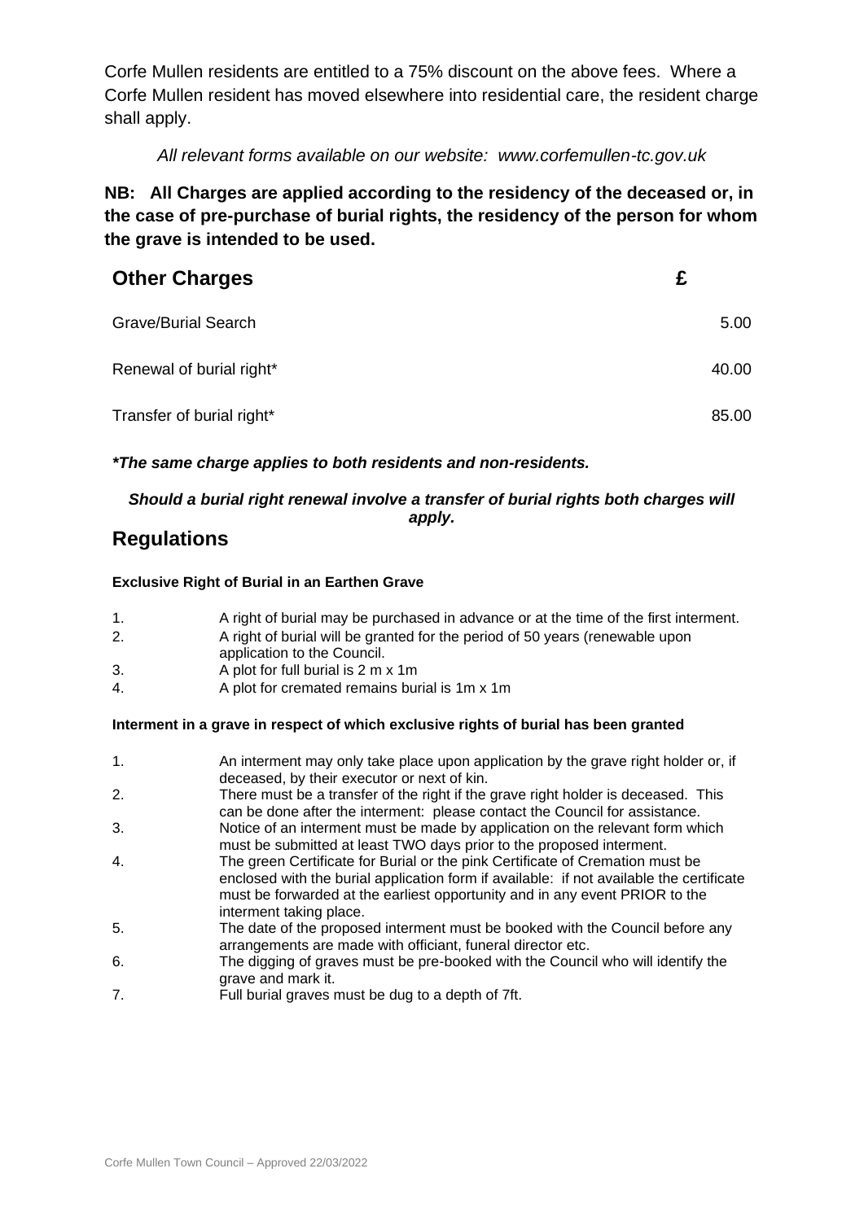Corfe Mullen residents are entitled to a 75% discount on the above fees. Where a Corfe Mullen resident has moved elsewhere into residential care, the resident charge shall apply.

*All relevant forms available on our website: www.corfemullen-tc.gov.uk*

**NB: All Charges are applied according to the residency of the deceased or, in the case of pre-purchase of burial rights, the residency of the person for whom the grave is intended to be used.**

| Other Charges | £ |
|---|---|
| Grave/Burial Search | 5.00 |
| Renewal of burial right* | 40.00 |
| Transfer of burial right* | 85.00 |

***The same charge applies to both residents and non-residents.***

***Should a burial right renewal involve a transfer of burial rights both charges will apply.***

## Regulations

**Exclusive Right of Burial in an Earthen Grave**

1. A right of burial may be purchased in advance or at the time of the first interment.
2. A right of burial will be granted for the period of 50 years (renewable upon application to the Council.
3. A plot for full burial is 2 m x 1m
4. A plot for cremated remains burial is 1m x 1m

**Interment in a grave in respect of which exclusive rights of burial has been granted**

1. An interment may only take place upon application by the grave right holder or, if deceased, by their executor or next of kin.
2. There must be a transfer of the right if the grave right holder is deceased. This can be done after the interment: please contact the Council for assistance.
3. Notice of an interment must be made by application on the relevant form which must be submitted at least TWO days prior to the proposed interment.
4. The green Certificate for Burial or the pink Certificate of Cremation must be enclosed with the burial application form if available: if not available the certificate must be forwarded at the earliest opportunity and in any event PRIOR to the interment taking place.
5. The date of the proposed interment must be booked with the Council before any arrangements are made with officiant, funeral director etc.
6. The digging of graves must be pre-booked with the Council who will identify the grave and mark it.
7. Full burial graves must be dug to a depth of 7ft.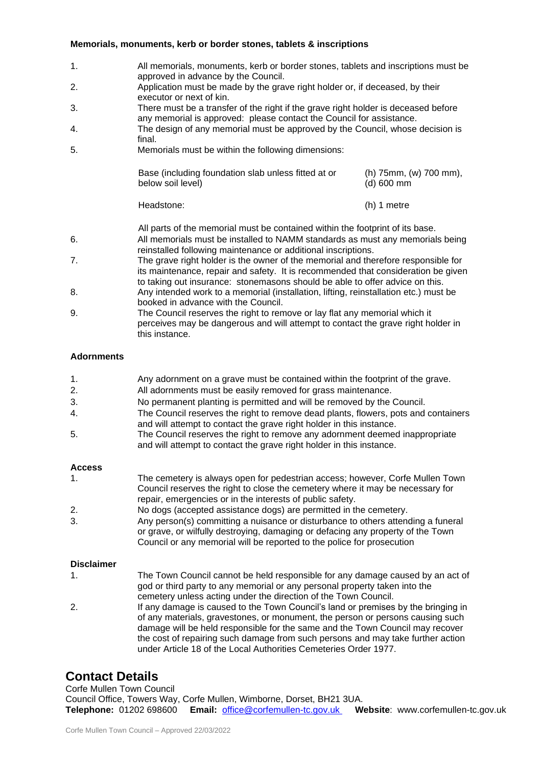**Memorials, monuments, kerb or border stones, tablets & inscriptions**

1. All memorials, monuments, kerb or border stones, tablets and inscriptions must be approved in advance by the Council.
2. Application must be made by the grave right holder or, if deceased, by their executor or next of kin.
3. There must be a transfer of the right if the grave right holder is deceased before any memorial is approved: please contact the Council for assistance.
4. The design of any memorial must be approved by the Council, whose decision is final.
5. Memorials must be within the following dimensions:

| | |
|---|---|
| Base (including foundation slab unless fitted at or below soil level) | (h) 75mm, (w) 700 mm), (d) 600 mm |
| Headstone: | (h) 1 metre |

   All parts of the memorial must be contained within the footprint of its base.
6. All memorials must be installed to NAMM standards as must any memorials being reinstalled following maintenance or additional inscriptions.
7. The grave right holder is the owner of the memorial and therefore responsible for its maintenance, repair and safety. It is recommended that consideration be given to taking out insurance: stonemasons should be able to offer advice on this.
8. Any intended work to a memorial (installation, lifting, reinstallation etc.) must be booked in advance with the Council.
9. The Council reserves the right to remove or lay flat any memorial which it perceives may be dangerous and will attempt to contact the grave right holder in this instance.

**Adornments**

1. Any adornment on a grave must be contained within the footprint of the grave.
2. All adornments must be easily removed for grass maintenance.
3. No permanent planting is permitted and will be removed by the Council.
4. The Council reserves the right to remove dead plants, flowers, pots and containers and will attempt to contact the grave right holder in this instance.
5. The Council reserves the right to remove any adornment deemed inappropriate and will attempt to contact the grave right holder in this instance.

**Access**

1. The cemetery is always open for pedestrian access; however, Corfe Mullen Town Council reserves the right to close the cemetery where it may be necessary for repair, emergencies or in the interests of public safety.
2. No dogs (accepted assistance dogs) are permitted in the cemetery.
3. Any person(s) committing a nuisance or disturbance to others attending a funeral or grave, or wilfully destroying, damaging or defacing any property of the Town Council or any memorial will be reported to the police for prosecution

**Disclaimer**

1. The Town Council cannot be held responsible for any damage caused by an act of god or third party to any memorial or any personal property taken into the cemetery unless acting under the direction of the Town Council.
2. If any damage is caused to the Town Council's land or premises by the bringing in of any materials, gravestones, or monument, the person or persons causing such damage will be held responsible for the same and the Town Council may recover the cost of repairing such damage from such persons and may take further action under Article 18 of the Local Authorities Cemeteries Order 1977.

## Contact Details

Corfe Mullen Town Council
Council Office, Towers Way, Corfe Mullen, Wimborne, Dorset, BH21 3UA.
**Telephone:** 01202 698600 **Email:** office@corfemullen-tc.gov.uk **Website**: www.corfemullen-tc.gov.uk

Corfe Mullen Town Council – Approved 22/03/2022